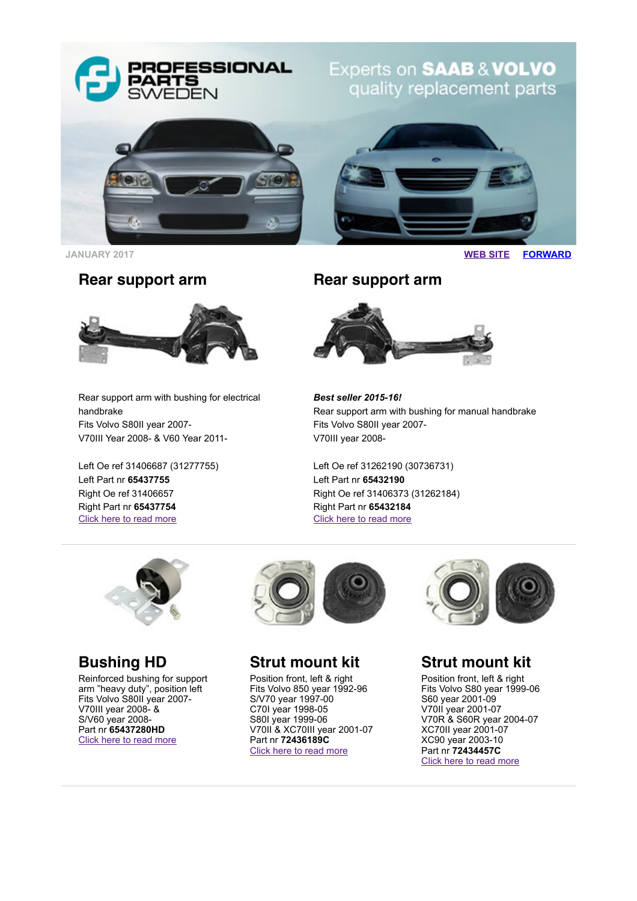PROFESSIONAL PARTS SWEDEN

Experts on SAAB & VOLVO quality replacement parts

JANUARY 2017

WEB SITE FORWARD

## Rear support arm

Rear support arm with bushing for electrical handbrake
Fits Volvo S80II year 2007-
V70III Year 2008- & V60 Year 2011-

Left Oe ref 31406687 (31277755)
Left Part nr **6543775​5**
Right Oe ref 31406657
Right Part nr **65437754**
Click here to read more

## Rear support arm

***Best seller 2015-16!***
Rear support arm with bushing for manual handbrake
Fits Volvo S80II year 2007-
V70III year 2008-

Left Oe ref 31262190 (30736731)
Left Part nr **65432190**
Right Oe ref 31406373 (31262184)
Right Part nr **65432184**
Click here to read more

---

## Bushing HD

Reinforced bushing for support arm "heavy duty", position left
Fits Volvo S80II year 2007-
V70III year 2008- &
S/V60 year 2008-
Part nr **65437280HD**
Click here to read more

## Strut mount kit

Position front, left & right
Fits Volvo 850 year 1992-96
S/V70 year 1997-00
C70I year 1998-05
S80I year 1999-06
V70II & XC70III year 2001-07
Part nr **72436189C**
Click here to read more

## Strut mount kit

Position front, left & right
Fits Volvo S80 year 1999-06
S60 year 2001-09
V70II year 2001-07
V70R & S60R year 2004-07
XC70II year 2001-07
XC90 year 2003-10
Part nr **72434457C**
Click here to read more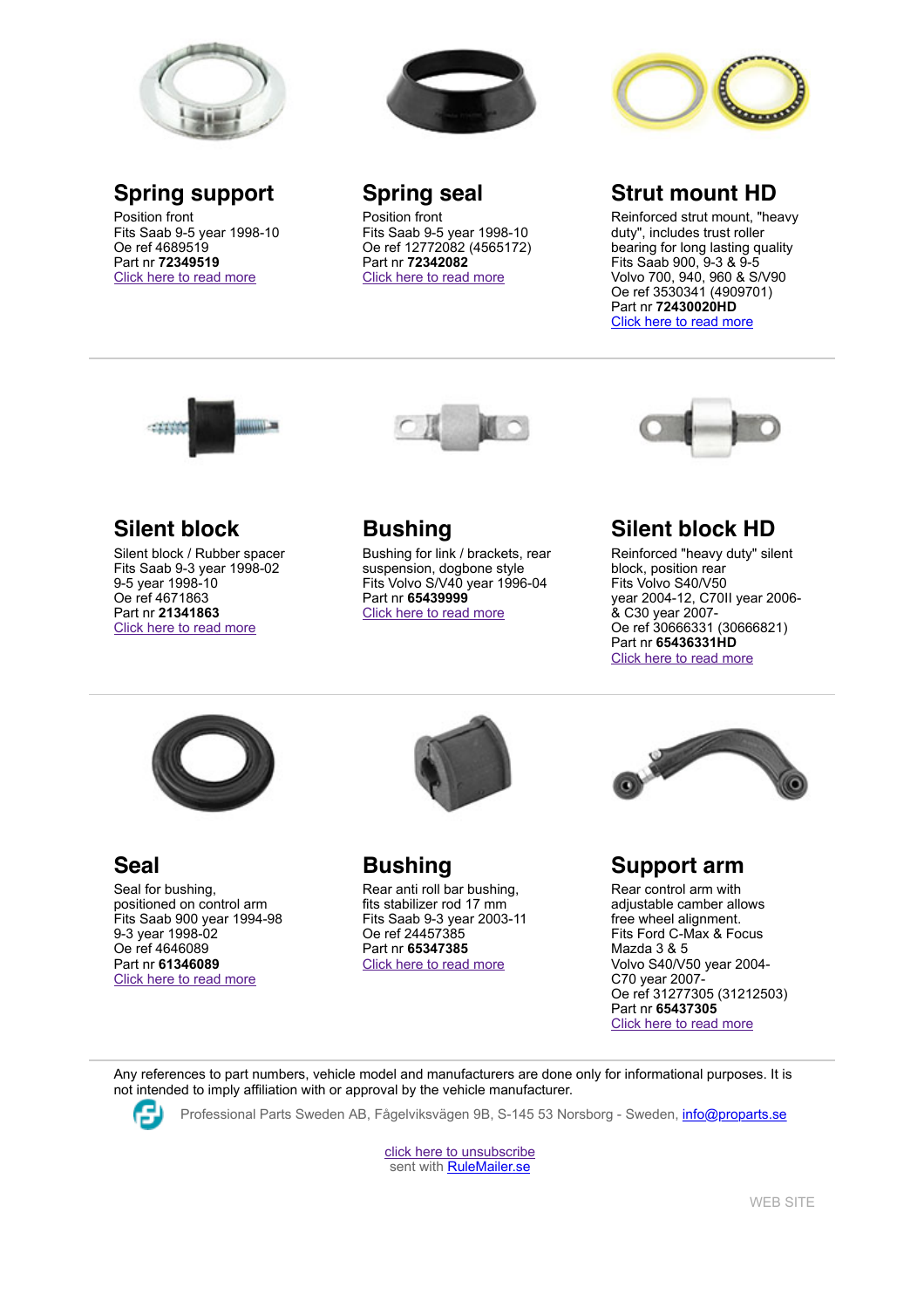## Spring support

Position front
Fits Saab 9-5 year 1998-10
Oe ref 4689519
Part nr **72349519**
Click here to read more

## Spring seal

Position front
Fits Saab 9-5 year 1998-10
Oe ref 12772082 (4565172)
Part nr **72342082**
Click here to read more

## Strut mount HD

Reinforced strut mount, "heavy duty", includes trust roller bearing for long lasting quality
Fits Saab 900, 9-3 & 9-5
Volvo 700, 940, 960 & S/V90
Oe ref 3530341 (4909701)
Part nr **72430020HD**
Click here to read more

## Silent block

Silent block / Rubber spacer
Fits Saab 9-3 year 1998-02
9-5 year 1998-10
Oe ref 4671863
Part nr **21341863**
Click here to read more

## Bushing

Bushing for link / brackets, rear suspension, dogbone style
Fits Volvo S/V40 year 1996-04
Part nr **65439999**
Click here to read more

## Silent block HD

Reinforced "heavy duty" silent block, position rear
Fits Volvo S40/V50
year 2004-12, C70II year 2006- & C30 year 2007-
Oe ref 30666331 (30666821)
Part nr **65436331HD**
Click here to read more

## Seal

Seal for bushing, positioned on control arm
Fits Saab 900 year 1994-98
9-3 year 1998-02
Oe ref 4646089
Part nr **61346089**
Click here to read more

## Bushing

Rear anti roll bar bushing, fits stabilizer rod 17 mm
Fits Saab 9-3 year 2003-11
Oe ref 24457385
Part nr **65347385**
Click here to read more

## Support arm

Rear control arm with adjustable camber allows free wheel alignment.
Fits Ford C-Max & Focus
Mazda 3 & 5
Volvo S40/V50 year 2004-
C70 year 2007-
Oe ref 31277305 (31212503)
Part nr **65437305**
Click here to read more

---

Any references to part numbers, vehicle model and manufacturers are done only for informational purposes. It is not intended to imply affiliation with or approval by the vehicle manufacturer.

Professional Parts Sweden AB, Fågelviksvägen 9B, S-145 53 Norsborg - Sweden, info@proparts.se

click here to unsubscribe
sent with RuleMailer.se

WEB SITE